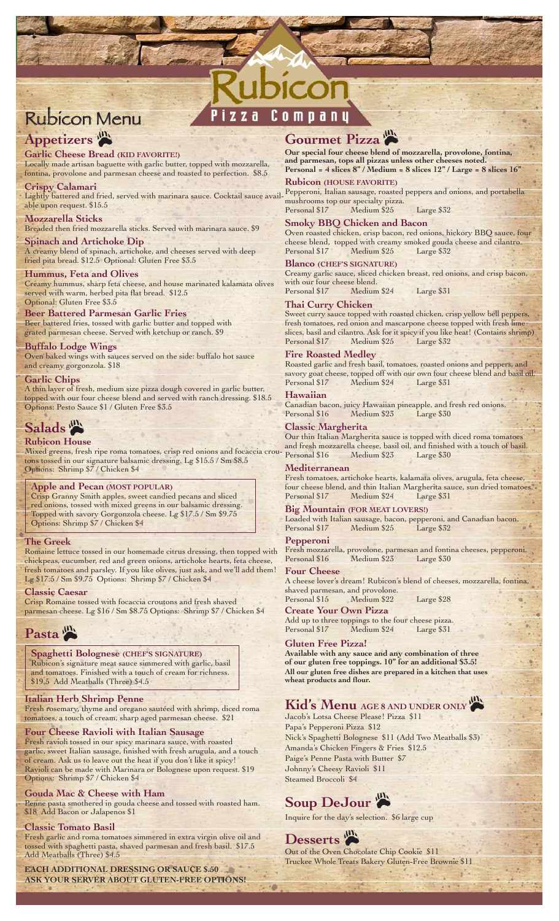# Rubicon Pizza Company

# Rubicon Menu

## Appetizers

### Garlic Cheese Bread (KID FAVORITE!)

Locally made artisan baguette with garlic butter, topped with mozzarella, fontina, provolone and parmesan cheese and toasted to perfection. $8.5

### Crispy Calamari

Lightly battered and fried, served with marinara sauce. Cocktail sauce available upon request. $15.5

### Mozzarella Sticks

Breaded then fried mozzarella sticks. Served with marinara sauce. $9

### Spinach and Artichoke Dip

A creamy blend of spinach, artichoke, and cheeses served with deep fried pita bread. $12.5 Optional: Gluten Free $3.5

### Hummus, Feta and Olives

Creamy hummus, sharp feta cheese, and house marinated kalamata olives served with warm, herbed pita flat bread. $12.5
Optional: Gluten Free $3.5

### Beer Battered Parmesan Garlic Fries

Beer battered fries, tossed with garlic butter and topped with grated parmesan cheese. Served with ketchup or ranch. $9

### Buffalo Lodge Wings

Oven baked wings with sauces served on the side: buffalo hot sauce and creamy gorgonzola. $18

### Garlic Chips

A thin layer of fresh, medium size pizza dough covered in garlic butter, topped with our four cheese blend and served with ranch dressing. $18.5
Options: Pesto Sauce $1 / Gluten Free $3.5

## Salads

### Rubicon House

Mixed greens, fresh ripe roma tomatoes, crisp red onions and focaccia croutons tossed in our signature balsamic dressing. Lg $15.5 / Sm $8.5
Options: Shrimp $7 / Chicken $4

### Apple and Pecan (MOST POPULAR)

Crisp Granny Smith apples, sweet candied pecans and sliced red onions, tossed with mixed greens in our balsamic dressing. Topped with savory Gorgonzola cheese. Lg $17.5 / Sm $9.75
Options: Shrimp $7 / Chicken $4

### The Greek

Romaine lettuce tossed in our homemade citrus dressing, then topped with chickpeas, cucumber, red and green onions, artichoke hearts, feta cheese, fresh tomatoes and parsley. If you like olives, just ask, and we'll add them! Lg $17.5 / Sm $9.75 Options: Shrimp $7 / Chicken $4

### Classic Caesar

Crisp Romaine tossed with focaccia croutons and fresh shaved parmesan cheese. Lg $16 / Sm $8.75 Options: Shrimp $7 / Chicken $4

## Pasta

### Spaghetti Bolognese (CHEF'S SIGNATURE)

Rubicon's signature meat sauce simmered with garlic, basil and tomatoes. Finished with a touch of cream for richness. $19.5 Add Meatballs (Three) $4.5

### Italian Herb Shrimp Penne

Fresh rosemary, thyme and oregano sautéed with shrimp, diced roma tomatoes, a touch of cream, sharp aged parmesan cheese. $21

### Four Cheese Ravioli with Italian Sausage

Fresh ravioli tossed in our spicy marinara sauce, with roasted garlic, sweet Italian sausage, finished with fresh arugula, and a touch of cream. Ask us to leave out the heat if you don't like it spicy! Ravioli can be made with Marinara or Bolognese upon request. $19
Options: Shrimp $7 / Chicken $4

### Gouda Mac & Cheese with Ham

Penne pasta smothered in gouda cheese and tossed with roasted ham. $18 Add Bacon or Jalapenos $1

### Classic Tomato Basil

Fresh garlic and roma tomatoes simmered in extra virgin olive oil and tossed with spaghetti pasta, shaved parmesan and fresh basil. $17.5
Add Meatballs (Three) $4.5

**EACH ADDITIONAL DRESSING OR SAUCE $.50**
**ASK YOUR SERVER ABOUT GLUTEN-FREE OPTIONS!**

## Gourmet Pizza

**Our special four cheese blend of mozzarella, provolone, fontina, and parmesan, tops all pizzas unless other cheeses noted.**
**Personal = 4 slices 8" / Medium = 8 slices 12" / Large = 8 slices 16"**

### Rubicon (HOUSE FAVORITE)

Pepperoni, Italian sausage, roasted peppers and onions, and portabella mushrooms top our specialty pizza.
Personal $17 Medium $25 Large $32

### Smoky BBQ Chicken and Bacon

Oven roasted chicken, crisp bacon, red onions, hickory BBQ sauce, four cheese blend, topped with creamy smoked gouda cheese and cilantro.
Personal $17 Medium $25 Large $32

### Blanco (CHEF'S SIGNATURE)

Creamy garlic sauce, sliced chicken breast, red onions, and crisp bacon, with our four cheese blend.
Personal $17 Medium $24 Large $31

### Thai Curry Chicken

Sweet curry sauce topped with roasted chicken, crisp yellow bell peppers, fresh tomatoes, red onion and mascarpone cheese topped with fresh lime slices, basil and cilantro. Ask for it spicy if you like heat! (Contains shrimp)
Personal $17 Medium $25 Large $32

### Fire Roasted Medley

Roasted garlic and fresh basil, tomatoes, roasted onions and peppers, and savory goat cheese, topped off with our own four cheese blend and basil oil.
Personal $17 Medium $24 Large $31

### Hawaiian

Canadian bacon, juicy Hawaiian pineapple, and fresh red onions.
Personal $16 Medium $23 Large $30

### Classic Margherita

Our thin Italian Margherita sauce is topped with diced roma tomatoes and fresh mozzarella cheese, basil oil, and finished with a touch of basil.
Personal $16 Medium $23 Large $30

### Mediterranean

Fresh tomatoes, artichoke hearts, kalamata olives, arugula, feta cheese, four cheese blend, and thin Italian Margherita sauce, sun dried tomatoes.
Personal $17 Medium $24 Large $31

### Big Mountain (FOR MEAT LOVERS!)

Loaded with Italian sausage, bacon, pepperoni, and Canadian bacon.
Personal $17 Medium $25 Large $32

### Pepperoni

Fresh mozzarella, provolone, parmesan and fontina cheeses, pepperoni.
Personal $16 Medium $23 Large $30

### Four Cheese

A cheese lover's dream! Rubicon's blend of cheeses, mozzarella, fontina, shaved parmesan, and provolone.
Personal $15 Medium $22 Large $28

### Create Your Own Pizza

Add up to three toppings to the four cheese pizza.
Personal $17 Medium $24 Large $31

### Gluten Free Pizza!

**Available with any sauce and any combination of three of our gluten free toppings. 10" for an additional $3.5!**
**All our gluten free dishes are prepared in a kitchen that uses wheat products and flour.**

## Kid's Menu AGE 8 AND UNDER ONLY

Jacob's Lotsa Cheese Please! Pizza $11
Papa's Pepperoni Pizza $12
Nick's Spaghetti Bolognese $11 (Add Two Meatballs $3)
Amanda's Chicken Fingers & Fries $12.5
Paige's Penne Pasta with Butter $7
Johnny's Cheesy Ravioli $11
Steamed Broccoli $4

## Soup DeJour

Inquire for the day's selection. $6 large cup

## Desserts

Out of the Oven Chocolate Chip Cookie $11
Truckee Whole Treats Bakery Gluten-Free Brownie $11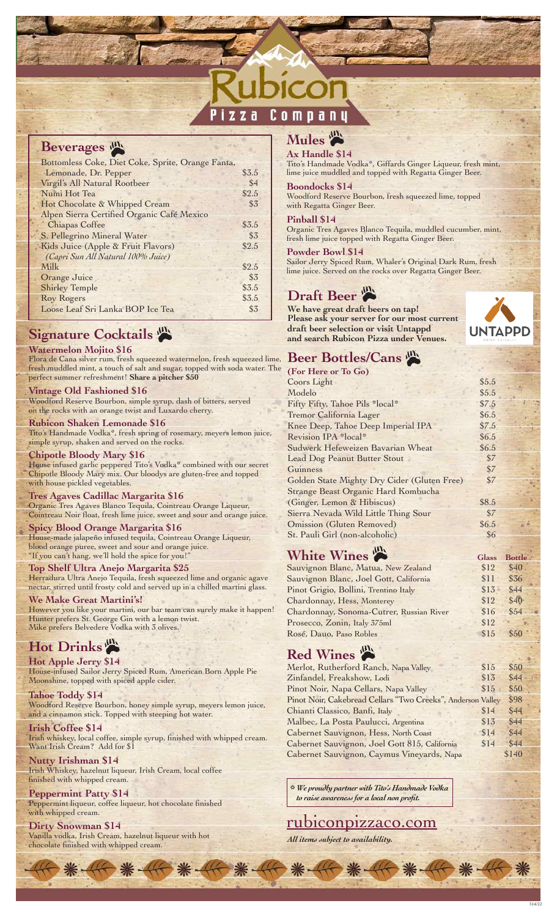# Rubicon

## Pizza Company

## Beverages

| | |
|---|---|
| Bottomless Coke, Diet Coke, Sprite, Orange Fanta, Lemonade, Dr. Pepper | $3.5 |
| Virgil's All Natural Rootbeer | $4 |
| Numi Hot Tea | $2.5 |
| Hot Chocolate & Whipped Cream | $3 |
| Alpen Sierra Certified Organic Café Mexico Chiapas Coffee | $3.5 |
| S. Pellegrino Mineral Water | $3 |
| Kids Juice (Apple & Fruit Flavors) *(Capri Sun All Natural 100% Juice)* | $2.5 |
| Milk | $2.5 |
| Orange Juice | $3 |
| Shirley Temple | $3.5 |
| Roy Rogers | $3.5 |
| Loose Leaf Sri Lanka BOP Ice Tea | $3 |

## Signature Cocktails

**Watermelon Mojito $16**
Flora de Cana silver rum, fresh squeezed watermelon, fresh squeezed lime, fresh muddled mint, a touch of salt and sugar, topped with soda water. The perfect summer refreshment! **Share a pitcher $50**

**Vintage Old Fashioned $16**
Woodford Reserve Bourbon, simple syrup, dash of bitters, served on the rocks with an orange twist and Luxardo cherry.

**Rubicon Shaken Lemonade $16**
Tito's Handmade Vodka*, fresh spring of rosemary, meyers lemon juice, simple syrup, shaken and served on the rocks.

**Chipotle Bloody Mary $16**
House infused garlic peppered Tito's Vodka* combined with our secret Chipotle Bloody Mary mix. Our bloodys are gluten-free and topped with house pickled vegetables.

**Tres Agaves Cadillac Margarita $16**
Organic Tres Agaves Blanco Tequila, Cointreau Orange Liqueur, Cointreau Noir float, fresh lime juice, sweet and sour and orange juice.

**Spicy Blood Orange Margarita $16**
House-made jalapeño infused tequila, Cointreau Orange Liqueur, blood orange puree, sweet and sour and orange juice.
"If you can't hang, we'll hold the spice for you!"

**Top Shelf Ultra Anejo Margarita $25**
Herradura Ultra Anejo Tequila, fresh squeezed lime and organic agave nectar, stirred until frosty cold and served up in a chilled martini glass.

**We Make Great Martini's!**
However you like your martini, our bar team can surely make it happen! Hunter prefers St. George Gin with a lemon twist.
Mike prefers Belvedere Vodka with 3 olives.

## Hot Drinks

**Hot Apple Jerry $14**
House-infused Sailor Jerry Spiced Rum, American Born Apple Pie Moonshine, topped with spiced apple cider.

**Tahoe Toddy $14**
Woodford Reserve Bourbon, honey simple syrup, meyers lemon juice, and a cinnamon stick. Topped with steeping hot water.

**Irish Coffee $14**
Irish whiskey, local coffee, simple syrup, finished with whipped cream. Want Irish Cream? Add for $1

**Nutty Irishman $14**
Irish Whiskey, hazelnut liqueur, Irish Cream, local coffee finished with whipped cream.

**Peppermint Patty $14**
Peppermint liqueur, coffee liqueur, hot chocolate finished with whipped cream.

**Dirty Snowman $14**
Vanilla vodka, Irish Cream, hazelnut liqueur with hot chocolate finished with whipped cream.

## Mules

**Ax Handle $14**
Tito's Handmade Vodka*, Giffards Ginger Liqueur, fresh mint, lime juice muddled and topped with Regatta Ginger Beer.

**Boondocks $14**
Woodford Reserve Bourbon, fresh squeezed lime, topped with Regatta Ginger Beer.

**Pinball $14**
Organic Tres Agaves Blanco Tequila, muddled cucumber, mint, fresh lime juice topped with Regatta Ginger Beer.

**Powder Bowl $14**
Sailor Jerry Spiced Rum, Whaler's Original Dark Rum, fresh lime juice. Served on the rocks over Regatta Ginger Beer.

## Draft Beer

**We have great draft beers on tap! Please ask your server for our most current draft beer selection or visit Untappd and search Rubicon Pizza under Venues.**

UNTAPPD

## Beer Bottles/Cans

**(For Here or To Go)**

| | |
|---|---|
| Coors Light | $5.5 |
| Modelo | $5.5 |
| Fifty Fifty, Tahoe Pils *local* | $7.5 |
| Tremor California Lager | $6.5 |
| Knee Deep, Tahoe Deep Imperial IPA | $7.5 |
| Revision IPA *local* | $6.5 |
| Sudwerk Hefeweizen Bavarian Wheat | $6.5 |
| Lead Dog Peanut Butter Stout | $7 |
| Guinness | $7 |
| Golden State Mighty Dry Cider (Gluten Free) | $7 |
| Strange Beast Organic Hard Kombucha (Ginger, Lemon & Hibiscus) | $8.5 |
| Sierra Nevada Wild Little Thing Sour | $7 |
| Omission (Gluten Removed) | $6.5 |
| St. Pauli Girl (non-alcoholic) | $6 |

## White Wines

| | Glass | Bottle |
|---|---|---|
| Sauvignon Blanc, Matua, New Zealand | $12 | $40 |
| Sauvignon Blanc, Joel Gott, California | $11 | $36 |
| Pinot Grigio, Bollini, Trentino Italy | $13 | $44 |
| Chardonnay, Hess, Monterey | $12 | $40 |
| Chardonnay, Sonoma-Cutrer, Russian River | $16 | $54 |
| Prosecco, Zonin, Italy 375ml | $12 | |
| Rosé, Dauo, Paso Robles | $15 | $50 |

## Red Wines

| | Glass | Bottle |
|---|---|---|
| Merlot, Rutherford Ranch, Napa Valley | $15 | $50 |
| Zinfandel, Freakshow, Lodi | $13 | $44 |
| Pinot Noir, Napa Cellars, Napa Valley | $15 | $50 |
| Pinot Noir, Cakebread Cellars "Two Creeks", Anderson Valley | | $98 |
| Chianti Classico, Banfi, Italy | $14 | $44 |
| Malbec, La Posta Paulucci, Argentina | $13 | $44 |
| Cabernet Sauvignon, Hess, North Coast | $14 | $44 |
| Cabernet Sauvignon, Joel Gott 815, California | $14 | $44 |
| Cabernet Sauvignon, Caymus Vineyards, Napa | | $140 |

*\* We proudly partner with Tito's Handmade Vodka to raise awareness for a local non profit.*

rubiconpizzaco.com

*All items subject to availability.*